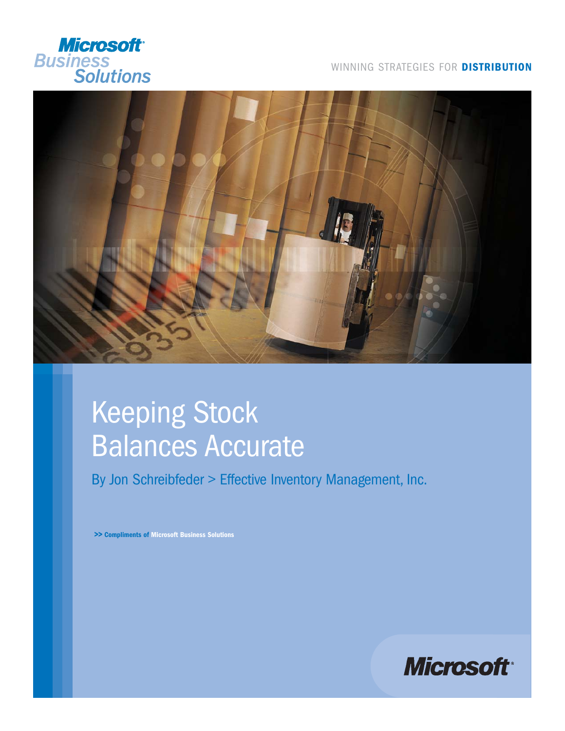Microsoft Business Solutions

WINNING STRATEGIES FOR **DISTRIBUTION**

# Keeping Stock Balances Accurate

By Jon Schreibfeder > Effective Inventory Management, Inc.

**>> Compliments of Microsoft Business Solutions**

Microsoft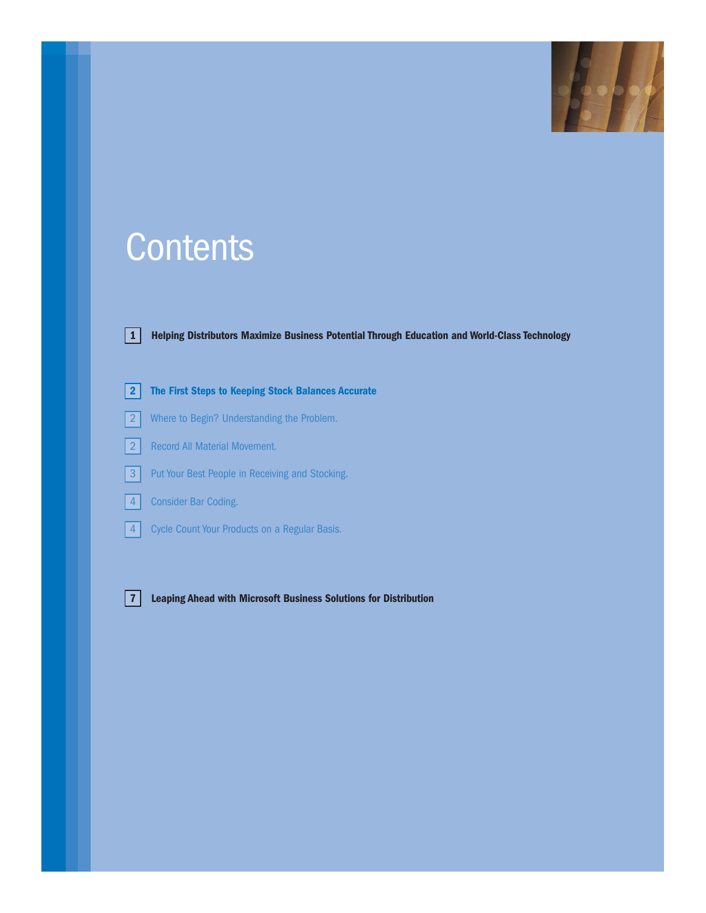# Contents

**1** **Helping Distributors Maximize Business Potential Through Education and World-Class Technology**

**2** **The First Steps to Keeping Stock Balances Accurate**

2 Where to Begin? Understanding the Problem.

2 Record All Material Movement.

3 Put Your Best People in Receiving and Stocking.

4 Consider Bar Coding.

4 Cycle Count Your Products on a Regular Basis.

**7** **Leaping Ahead with Microsoft Business Solutions for Distribution**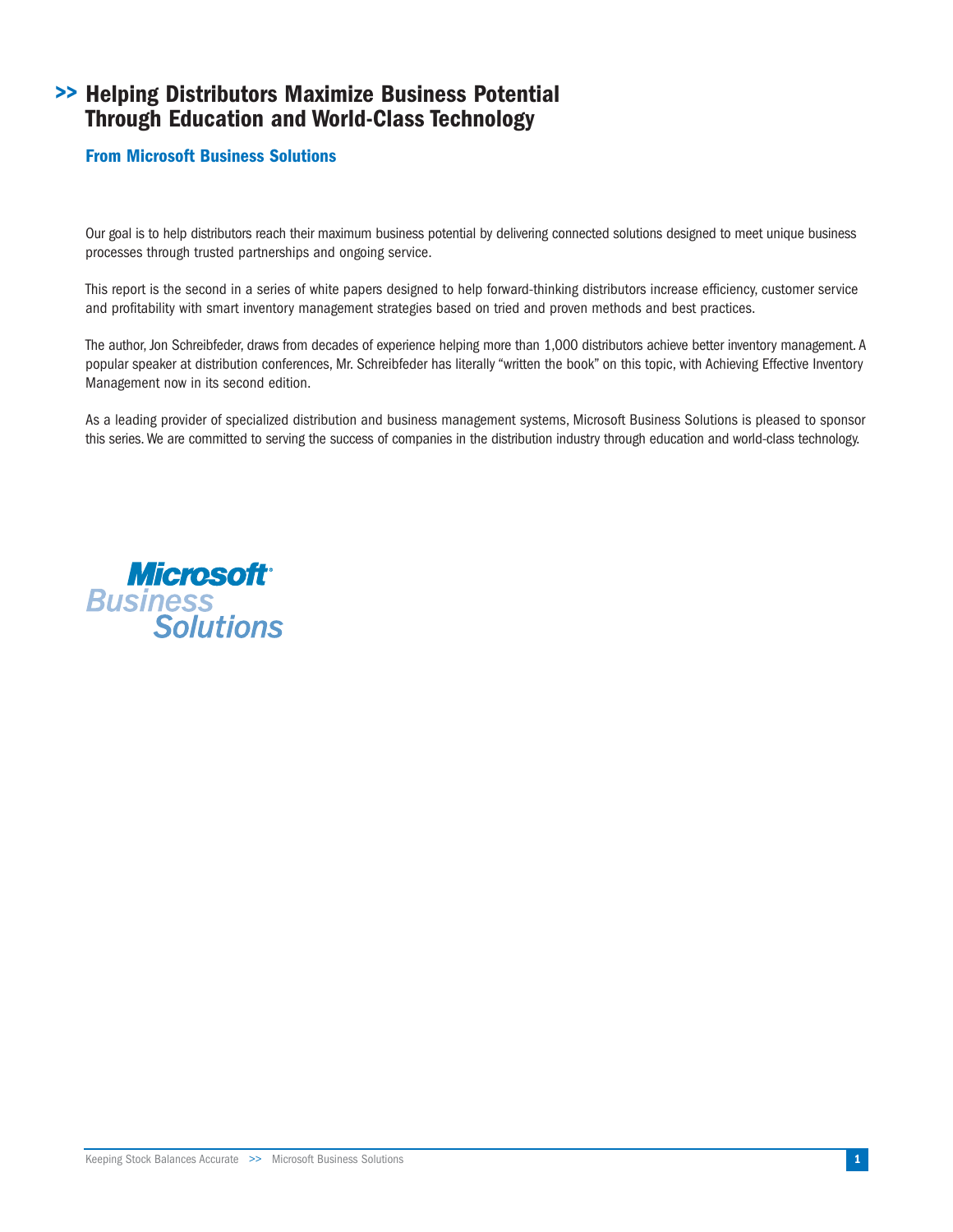# >> Helping Distributors Maximize Business Potential Through Education and World-Class Technology

### From Microsoft Business Solutions

Our goal is to help distributors reach their maximum business potential by delivering connected solutions designed to meet unique business processes through trusted partnerships and ongoing service.

This report is the second in a series of white papers designed to help forward-thinking distributors increase efficiency, customer service and profitability with smart inventory management strategies based on tried and proven methods and best practices.

The author, Jon Schreibfeder, draws from decades of experience helping more than 1,000 distributors achieve better inventory management. A popular speaker at distribution conferences, Mr. Schreibfeder has literally "written the book" on this topic, with Achieving Effective Inventory Management now in its second edition.

As a leading provider of specialized distribution and business management systems, Microsoft Business Solutions is pleased to sponsor this series. We are committed to serving the success of companies in the distribution industry through education and world-class technology.

Microsoft Business Solutions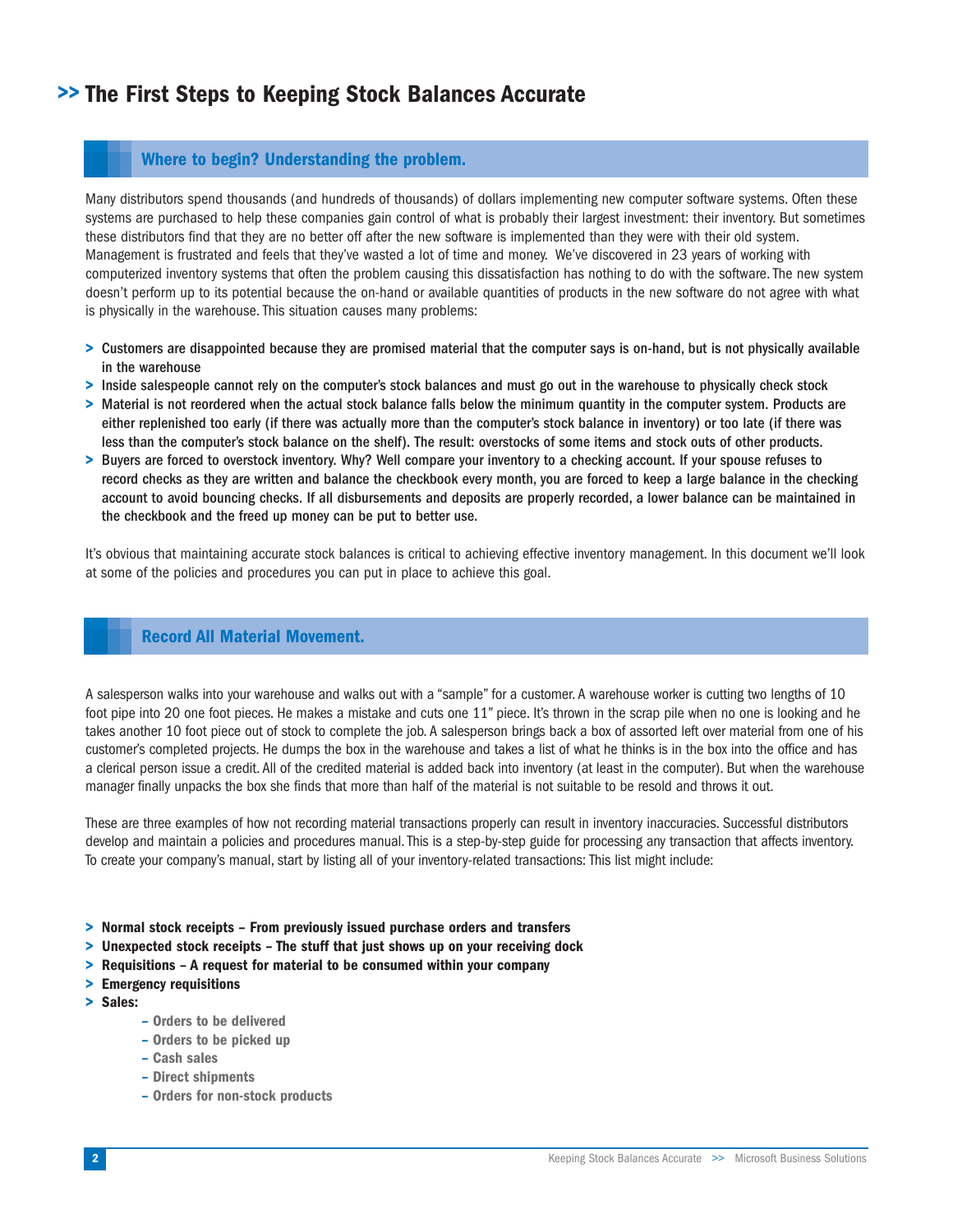## >> The First Steps to Keeping Stock Balances Accurate

### Where to begin? Understanding the problem.

Many distributors spend thousands (and hundreds of thousands) of dollars implementing new computer software systems. Often these systems are purchased to help these companies gain control of what is probably their largest investment: their inventory. But sometimes these distributors find that they are no better off after the new software is implemented than they were with their old system. Management is frustrated and feels that they've wasted a lot of time and money. We've discovered in 23 years of working with computerized inventory systems that often the problem causing this dissatisfaction has nothing to do with the software. The new system doesn't perform up to its potential because the on-hand or available quantities of products in the new software do not agree with what is physically in the warehouse. This situation causes many problems:

- **Customers are disappointed because they are promised material that the computer says is on-hand, but is not physically available in the warehouse**
- **Inside salespeople cannot rely on the computer's stock balances and must go out in the warehouse to physically check stock**
- **Material is not reordered when the actual stock balance falls below the minimum quantity in the computer system. Products are either replenished too early (if there was actually more than the computer's stock balance in inventory) or too late (if there was less than the computer's stock balance on the shelf). The result: overstocks of some items and stock outs of other products.**
- **Buyers are forced to overstock inventory. Why? Well compare your inventory to a checking account. If your spouse refuses to record checks as they are written and balance the checkbook every month, you are forced to keep a large balance in the checking account to avoid bouncing checks. If all disbursements and deposits are properly recorded, a lower balance can be maintained in the checkbook and the freed up money can be put to better use.**

It's obvious that maintaining accurate stock balances is critical to achieving effective inventory management. In this document we'll look at some of the policies and procedures you can put in place to achieve this goal.

### Record All Material Movement.

A salesperson walks into your warehouse and walks out with a "sample" for a customer. A warehouse worker is cutting two lengths of 10 foot pipe into 20 one foot pieces. He makes a mistake and cuts one 11" piece. It's thrown in the scrap pile when no one is looking and he takes another 10 foot piece out of stock to complete the job. A salesperson brings back a box of assorted left over material from one of his customer's completed projects. He dumps the box in the warehouse and takes a list of what he thinks is in the box into the office and has a clerical person issue a credit. All of the credited material is added back into inventory (at least in the computer). But when the warehouse manager finally unpacks the box she finds that more than half of the material is not suitable to be resold and throws it out.

These are three examples of how not recording material transactions properly can result in inventory inaccuracies. Successful distributors develop and maintain a policies and procedures manual. This is a step-by-step guide for processing any transaction that affects inventory. To create your company's manual, start by listing all of your inventory-related transactions: This list might include:

- **Normal stock receipts – From previously issued purchase orders and transfers**
- **Unexpected stock receipts – The stuff that just shows up on your receiving dock**
- **Requisitions – A request for material to be consumed within your company**
- **Emergency requisitions**
- **Sales:**
  - **Orders to be delivered**
  - **Orders to be picked up**
  - **Cash sales**
  - **Direct shipments**
  - **Orders for non-stock products**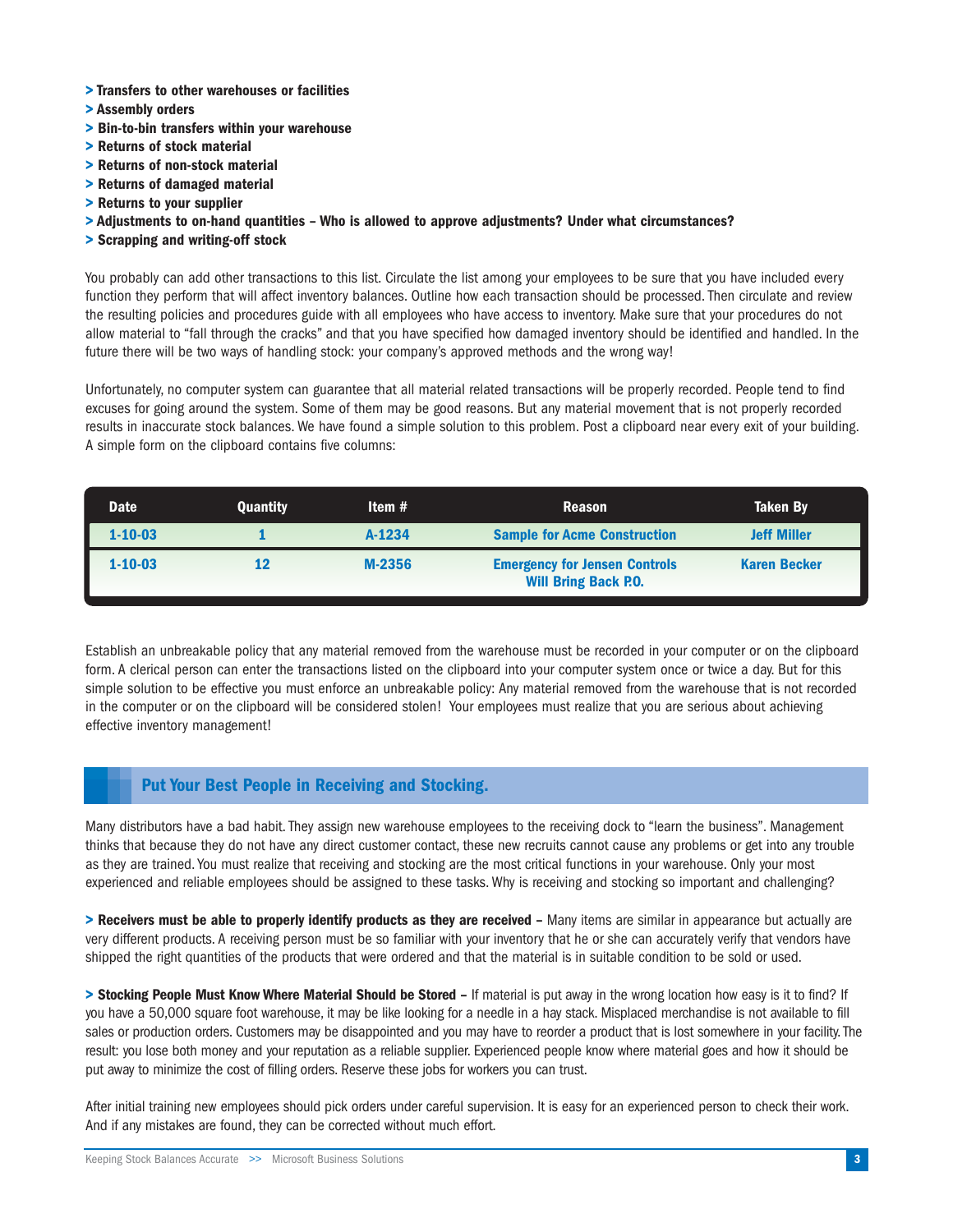- **> Transfers to other warehouses or facilities**
- **> Assembly orders**
- **> Bin-to-bin transfers within your warehouse**
- **> Returns of stock material**
- **> Returns of non-stock material**
- **> Returns of damaged material**
- **> Returns to your supplier**
- **> Adjustments to on-hand quantities – Who is allowed to approve adjustments? Under what circumstances?**
- **> Scrapping and writing-off stock**

You probably can add other transactions to this list. Circulate the list among your employees to be sure that you have included every function they perform that will affect inventory balances. Outline how each transaction should be processed. Then circulate and review the resulting policies and procedures guide with all employees who have access to inventory. Make sure that your procedures do not allow material to "fall through the cracks" and that you have specified how damaged inventory should be identified and handled. In the future there will be two ways of handling stock: your company's approved methods and the wrong way!

Unfortunately, no computer system can guarantee that all material related transactions will be properly recorded. People tend to find excuses for going around the system. Some of them may be good reasons. But any material movement that is not properly recorded results in inaccurate stock balances. We have found a simple solution to this problem. Post a clipboard near every exit of your building. A simple form on the clipboard contains five columns:

| Date | Quantity | Item # | Reason | Taken By |
|---|---|---|---|---|
| 1-10-03 | 1 | A-1234 | Sample for Acme Construction | Jeff Miller |
| 1-10-03 | 12 | M-2356 | Emergency for Jensen Controls Will Bring Back P.O. | Karen Becker |

Establish an unbreakable policy that any material removed from the warehouse must be recorded in your computer or on the clipboard form. A clerical person can enter the transactions listed on the clipboard into your computer system once or twice a day. But for this simple solution to be effective you must enforce an unbreakable policy: Any material removed from the warehouse that is not recorded in the computer or on the clipboard will be considered stolen! Your employees must realize that you are serious about achieving effective inventory management!

## Put Your Best People in Receiving and Stocking.

Many distributors have a bad habit. They assign new warehouse employees to the receiving dock to "learn the business". Management thinks that because they do not have any direct customer contact, these new recruits cannot cause any problems or get into any trouble as they are trained. You must realize that receiving and stocking are the most critical functions in your warehouse. Only your most experienced and reliable employees should be assigned to these tasks. Why is receiving and stocking so important and challenging?

**> Receivers must be able to properly identify products as they are received –** Many items are similar in appearance but actually are very different products. A receiving person must be so familiar with your inventory that he or she can accurately verify that vendors have shipped the right quantities of the products that were ordered and that the material is in suitable condition to be sold or used.

**> Stocking People Must Know Where Material Should be Stored –** If material is put away in the wrong location how easy is it to find? If you have a 50,000 square foot warehouse, it may be like looking for a needle in a hay stack. Misplaced merchandise is not available to fill sales or production orders. Customers may be disappointed and you may have to reorder a product that is lost somewhere in your facility. The result: you lose both money and your reputation as a reliable supplier. Experienced people know where material goes and how it should be put away to minimize the cost of filling orders. Reserve these jobs for workers you can trust.

After initial training new employees should pick orders under careful supervision. It is easy for an experienced person to check their work. And if any mistakes are found, they can be corrected without much effort.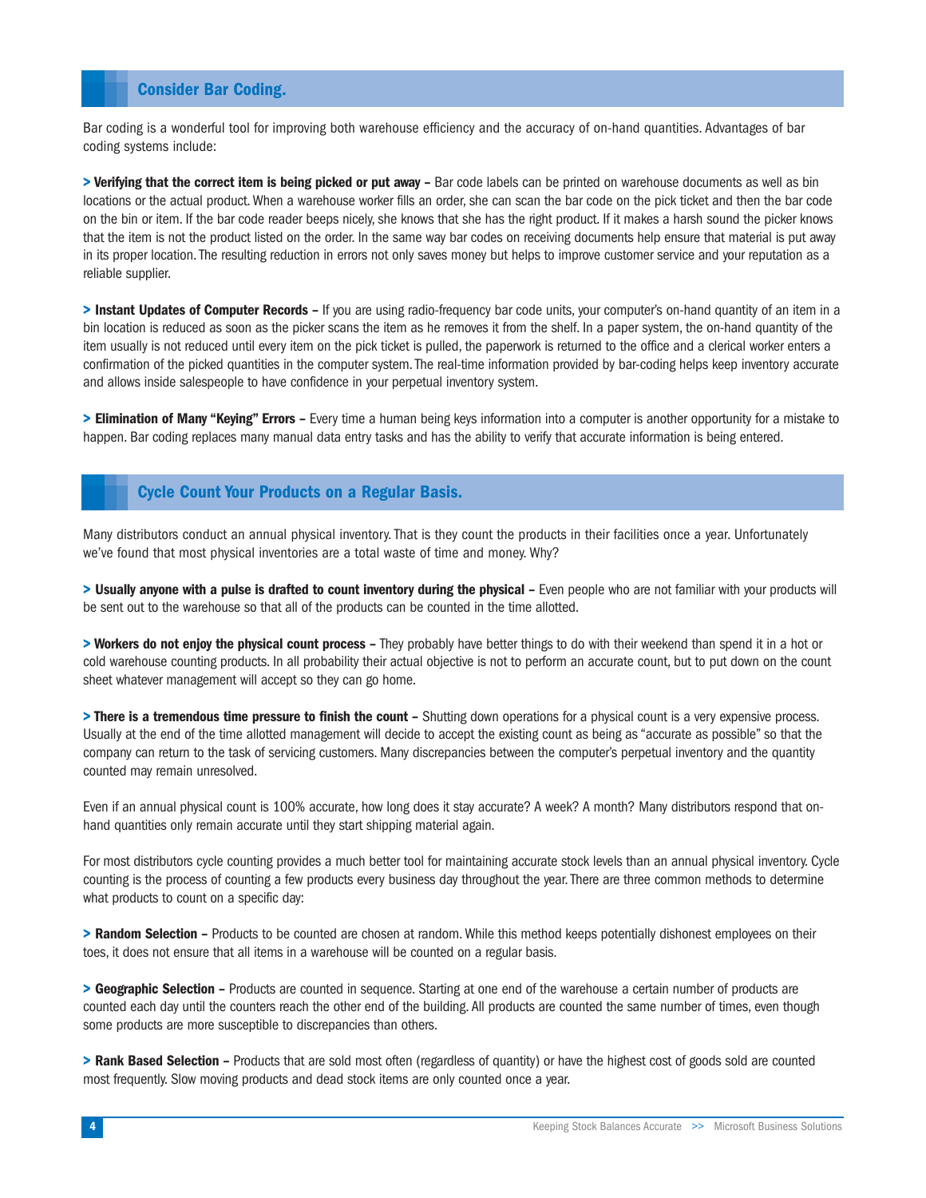## Consider Bar Coding.

Bar coding is a wonderful tool for improving both warehouse efficiency and the accuracy of on-hand quantities. Advantages of bar coding systems include:

**> Verifying that the correct item is being picked or put away –** Bar code labels can be printed on warehouse documents as well as bin locations or the actual product. When a warehouse worker fills an order, she can scan the bar code on the pick ticket and then the bar code on the bin or item. If the bar code reader beeps nicely, she knows that she has the right product. If it makes a harsh sound the picker knows that the item is not the product listed on the order. In the same way bar codes on receiving documents help ensure that material is put away in its proper location. The resulting reduction in errors not only saves money but helps to improve customer service and your reputation as a reliable supplier.

**> Instant Updates of Computer Records –** If you are using radio-frequency bar code units, your computer's on-hand quantity of an item in a bin location is reduced as soon as the picker scans the item as he removes it from the shelf. In a paper system, the on-hand quantity of the item usually is not reduced until every item on the pick ticket is pulled, the paperwork is returned to the office and a clerical worker enters a confirmation of the picked quantities in the computer system. The real-time information provided by bar-coding helps keep inventory accurate and allows inside salespeople to have confidence in your perpetual inventory system.

**> Elimination of Many "Keying" Errors –** Every time a human being keys information into a computer is another opportunity for a mistake to happen. Bar coding replaces many manual data entry tasks and has the ability to verify that accurate information is being entered.

## Cycle Count Your Products on a Regular Basis.

Many distributors conduct an annual physical inventory. That is they count the products in their facilities once a year. Unfortunately we've found that most physical inventories are a total waste of time and money. Why?

**> Usually anyone with a pulse is drafted to count inventory during the physical –** Even people who are not familiar with your products will be sent out to the warehouse so that all of the products can be counted in the time allotted.

**> Workers do not enjoy the physical count process –** They probably have better things to do with their weekend than spend it in a hot or cold warehouse counting products. In all probability their actual objective is not to perform an accurate count, but to put down on the count sheet whatever management will accept so they can go home.

**> There is a tremendous time pressure to finish the count –** Shutting down operations for a physical count is a very expensive process. Usually at the end of the time allotted management will decide to accept the existing count as being as "accurate as possible" so that the company can return to the task of servicing customers. Many discrepancies between the computer's perpetual inventory and the quantity counted may remain unresolved.

Even if an annual physical count is 100% accurate, how long does it stay accurate? A week? A month? Many distributors respond that on-hand quantities only remain accurate until they start shipping material again.

For most distributors cycle counting provides a much better tool for maintaining accurate stock levels than an annual physical inventory. Cycle counting is the process of counting a few products every business day throughout the year. There are three common methods to determine what products to count on a specific day:

**> Random Selection –** Products to be counted are chosen at random. While this method keeps potentially dishonest employees on their toes, it does not ensure that all items in a warehouse will be counted on a regular basis.

**> Geographic Selection –** Products are counted in sequence. Starting at one end of the warehouse a certain number of products are counted each day until the counters reach the other end of the building. All products are counted the same number of times, even though some products are more susceptible to discrepancies than others.

**> Rank Based Selection –** Products that are sold most often (regardless of quantity) or have the highest cost of goods sold are counted most frequently. Slow moving products and dead stock items are only counted once a year.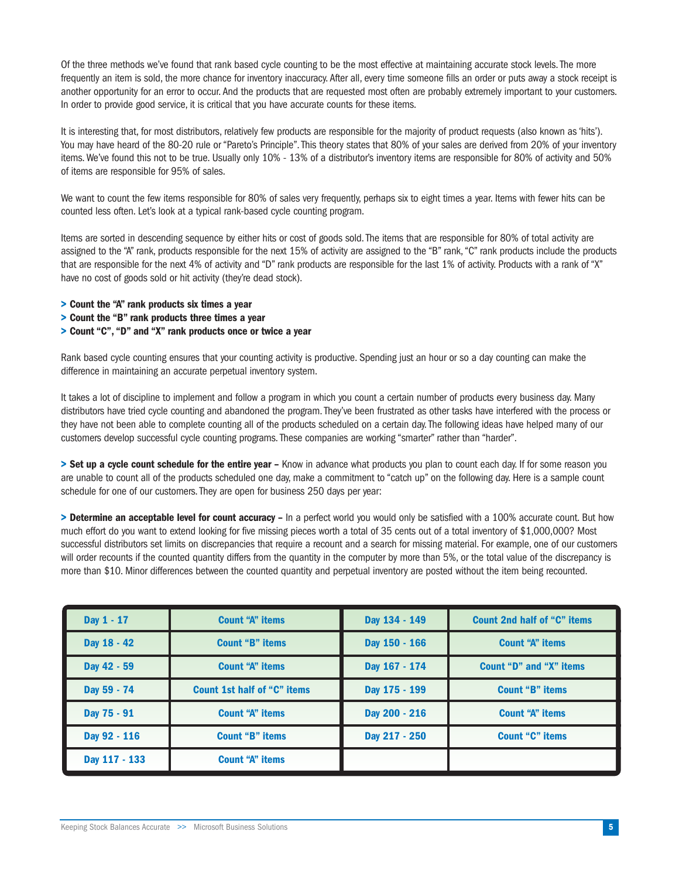Of the three methods we've found that rank based cycle counting to be the most effective at maintaining accurate stock levels. The more frequently an item is sold, the more chance for inventory inaccuracy. After all, every time someone fills an order or puts away a stock receipt is another opportunity for an error to occur. And the products that are requested most often are probably extremely important to your customers. In order to provide good service, it is critical that you have accurate counts for these items.

It is interesting that, for most distributors, relatively few products are responsible for the majority of product requests (also known as 'hits'). You may have heard of the 80-20 rule or "Pareto's Principle". This theory states that 80% of your sales are derived from 20% of your inventory items. We've found this not to be true. Usually only 10% - 13% of a distributor's inventory items are responsible for 80% of activity and 50% of items are responsible for 95% of sales.

We want to count the few items responsible for 80% of sales very frequently, perhaps six to eight times a year. Items with fewer hits can be counted less often. Let's look at a typical rank-based cycle counting program.

Items are sorted in descending sequence by either hits or cost of goods sold. The items that are responsible for 80% of total activity are assigned to the "A" rank, products responsible for the next 15% of activity are assigned to the "B" rank, "C" rank products include the products that are responsible for the next 4% of activity and "D" rank products are responsible for the last 1% of activity. Products with a rank of "X" have no cost of goods sold or hit activity (they're dead stock).

> **Count the "A" rank products six times a year**
> **Count the "B" rank products three times a year**
> **Count "C", "D" and "X" rank products once or twice a year**

Rank based cycle counting ensures that your counting activity is productive. Spending just an hour or so a day counting can make the difference in maintaining an accurate perpetual inventory system.

It takes a lot of discipline to implement and follow a program in which you count a certain number of products every business day. Many distributors have tried cycle counting and abandoned the program. They've been frustrated as other tasks have interfered with the process or they have not been able to complete counting all of the products scheduled on a certain day. The following ideas have helped many of our customers develop successful cycle counting programs. These companies are working "smarter" rather than "harder".

> **Set up a cycle count schedule for the entire year –** Know in advance what products you plan to count each day. If for some reason you are unable to count all of the products scheduled one day, make a commitment to "catch up" on the following day. Here is a sample count schedule for one of our customers. They are open for business 250 days per year:

> **Determine an acceptable level for count accuracy –** In a perfect world you would only be satisfied with a 100% accurate count. But how much effort do you want to extend looking for five missing pieces worth a total of 35 cents out of a total inventory of $1,000,000? Most successful distributors set limits on discrepancies that require a recount and a search for missing material. For example, one of our customers will order recounts if the counted quantity differs from the quantity in the computer by more than 5%, or the total value of the discrepancy is more than $10. Minor differences between the counted quantity and perpetual inventory are posted without the item being recounted.

| Day 1 - 17 | Count "A" items | Day 134 - 149 | Count 2nd half of "C" items |
|---|---|---|---|
| Day 18 - 42 | Count "B" items | Day 150 - 166 | Count "A" items |
| Day 42 - 59 | Count "A" items | Day 167 - 174 | Count "D" and "X" items |
| Day 59 - 74 | Count 1st half of "C" items | Day 175 - 199 | Count "B" items |
| Day 75 - 91 | Count "A" items | Day 200 - 216 | Count "A" items |
| Day 92 - 116 | Count "B" items | Day 217 - 250 | Count "C" items |
| Day 117 - 133 | Count "A" items | | |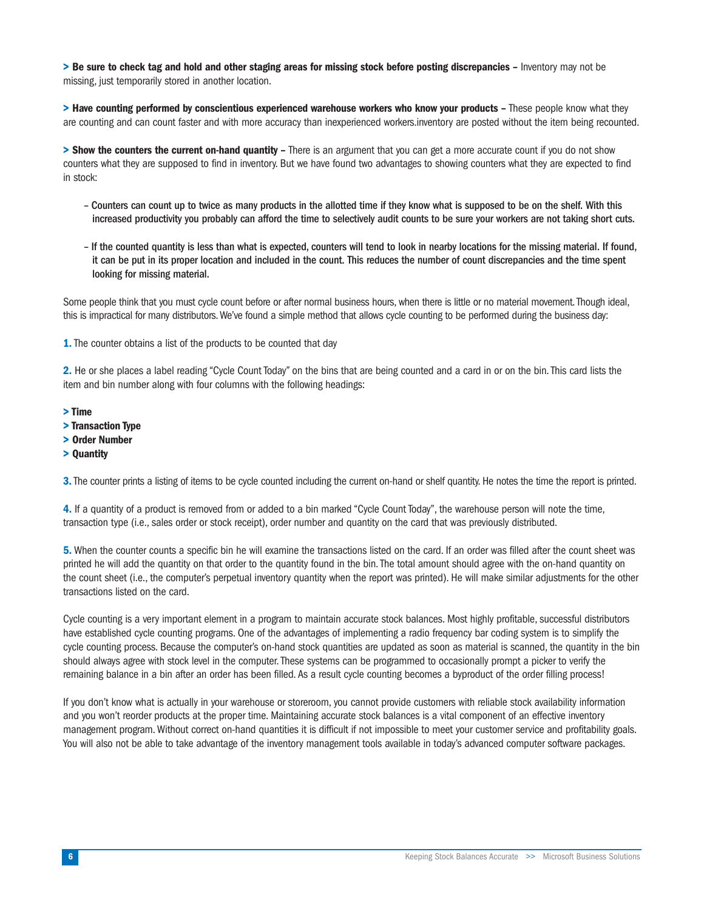> **Be sure to check tag and hold and other staging areas for missing stock before posting discrepancies –** Inventory may not be missing, just temporarily stored in another location.

> **Have counting performed by conscientious experienced warehouse workers who know your products –** These people know what they are counting and can count faster and with more accuracy than inexperienced workers.inventory are posted without the item being recounted.

> **Show the counters the current on-hand quantity –** There is an argument that you can get a more accurate count if you do not show counters what they are supposed to find in inventory. But we have found two advantages to showing counters what they are expected to find in stock:

- **Counters can count up to twice as many products in the allotted time if they know what is supposed to be on the shelf. With this increased productivity you probably can afford the time to selectively audit counts to be sure your workers are not taking short cuts.**

- **If the counted quantity is less than what is expected, counters will tend to look in nearby locations for the missing material. If found, it can be put in its proper location and included in the count. This reduces the number of count discrepancies and the time spent looking for missing material.**

Some people think that you must cycle count before or after normal business hours, when there is little or no material movement. Though ideal, this is impractical for many distributors. We've found a simple method that allows cycle counting to be performed during the business day:

**1.** The counter obtains a list of the products to be counted that day

**2.** He or she places a label reading "Cycle Count Today" on the bins that are being counted and a card in or on the bin. This card lists the item and bin number along with four columns with the following headings:

> **Time**
> **Transaction Type**
> **Order Number**
> **Quantity**

**3.** The counter prints a listing of items to be cycle counted including the current on-hand or shelf quantity. He notes the time the report is printed.

**4.** If a quantity of a product is removed from or added to a bin marked "Cycle Count Today", the warehouse person will note the time, transaction type (i.e., sales order or stock receipt), order number and quantity on the card that was previously distributed.

**5.** When the counter counts a specific bin he will examine the transactions listed on the card. If an order was filled after the count sheet was printed he will add the quantity on that order to the quantity found in the bin. The total amount should agree with the on-hand quantity on the count sheet (i.e., the computer's perpetual inventory quantity when the report was printed). He will make similar adjustments for the other transactions listed on the card.

Cycle counting is a very important element in a program to maintain accurate stock balances. Most highly profitable, successful distributors have established cycle counting programs. One of the advantages of implementing a radio frequency bar coding system is to simplify the cycle counting process. Because the computer's on-hand stock quantities are updated as soon as material is scanned, the quantity in the bin should always agree with stock level in the computer. These systems can be programmed to occasionally prompt a picker to verify the remaining balance in a bin after an order has been filled. As a result cycle counting becomes a byproduct of the order filling process!

If you don't know what is actually in your warehouse or storeroom, you cannot provide customers with reliable stock availability information and you won't reorder products at the proper time. Maintaining accurate stock balances is a vital component of an effective inventory management program. Without correct on-hand quantities it is difficult if not impossible to meet your customer service and profitability goals. You will also not be able to take advantage of the inventory management tools available in today's advanced computer software packages.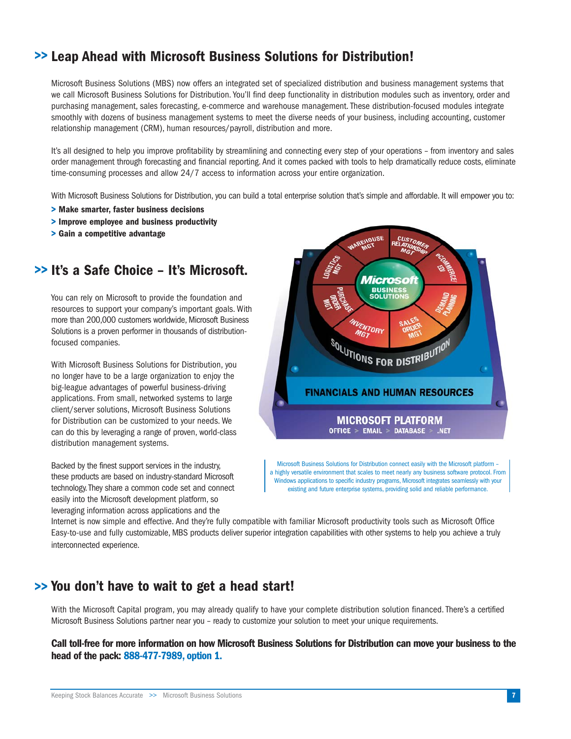## >> Leap Ahead with Microsoft Business Solutions for Distribution!

Microsoft Business Solutions (MBS) now offers an integrated set of specialized distribution and business management systems that we call Microsoft Business Solutions for Distribution. You'll find deep functionality in distribution modules such as inventory, order and purchasing management, sales forecasting, e-commerce and warehouse management. These distribution-focused modules integrate smoothly with dozens of business management systems to meet the diverse needs of your business, including accounting, customer relationship management (CRM), human resources/payroll, distribution and more.

It's all designed to help you improve profitability by streamlining and connecting every step of your operations – from inventory and sales order management through forecasting and financial reporting. And it comes packed with tools to help dramatically reduce costs, eliminate time-consuming processes and allow 24/7 access to information across your entire organization.

With Microsoft Business Solutions for Distribution, you can build a total enterprise solution that's simple and affordable. It will empower you to:

- **Make smarter, faster business decisions**
- **Improve employee and business productivity**
- **Gain a competitive advantage**

## >> It's a Safe Choice – It's Microsoft.

You can rely on Microsoft to provide the foundation and resources to support your company's important goals. With more than 200,000 customers worldwide, Microsoft Business Solutions is a proven performer in thousands of distribution-focused companies.

With Microsoft Business Solutions for Distribution, you no longer have to be a large organization to enjoy the big-league advantages of powerful business-driving applications. From small, networked systems to large client/server solutions, Microsoft Business Solutions for Distribution can be customized to your needs. We can do this by leveraging a range of proven, world-class distribution management systems.

Backed by the finest support services in the industry, these products are based on industry-standard Microsoft technology. They share a common code set and connect easily into the Microsoft development platform, so leveraging information across applications and the Internet is now simple and effective. And they're fully compatible with familiar Microsoft productivity tools such as Microsoft Office Easy-to-use and fully customizable, MBS products deliver superior integration capabilities with other systems to help you achieve a truly interconnected experience.

Microsoft Business Solutions for Distribution connect easily with the Microsoft platform – a highly versatile environment that scales to meet nearly any business software protocol. From Windows applications to specific industry programs, Microsoft integrates seamlessly with your existing and future enterprise systems, providing solid and reliable performance.

## >> You don't have to wait to get a head start!

With the Microsoft Capital program, you may already qualify to have your complete distribution solution financed. There's a certified Microsoft Business Solutions partner near you – ready to customize your solution to meet your unique requirements.

**Call toll-free for more information on how Microsoft Business Solutions for Distribution can move your business to the head of the pack: 888-477-7989, option 1.**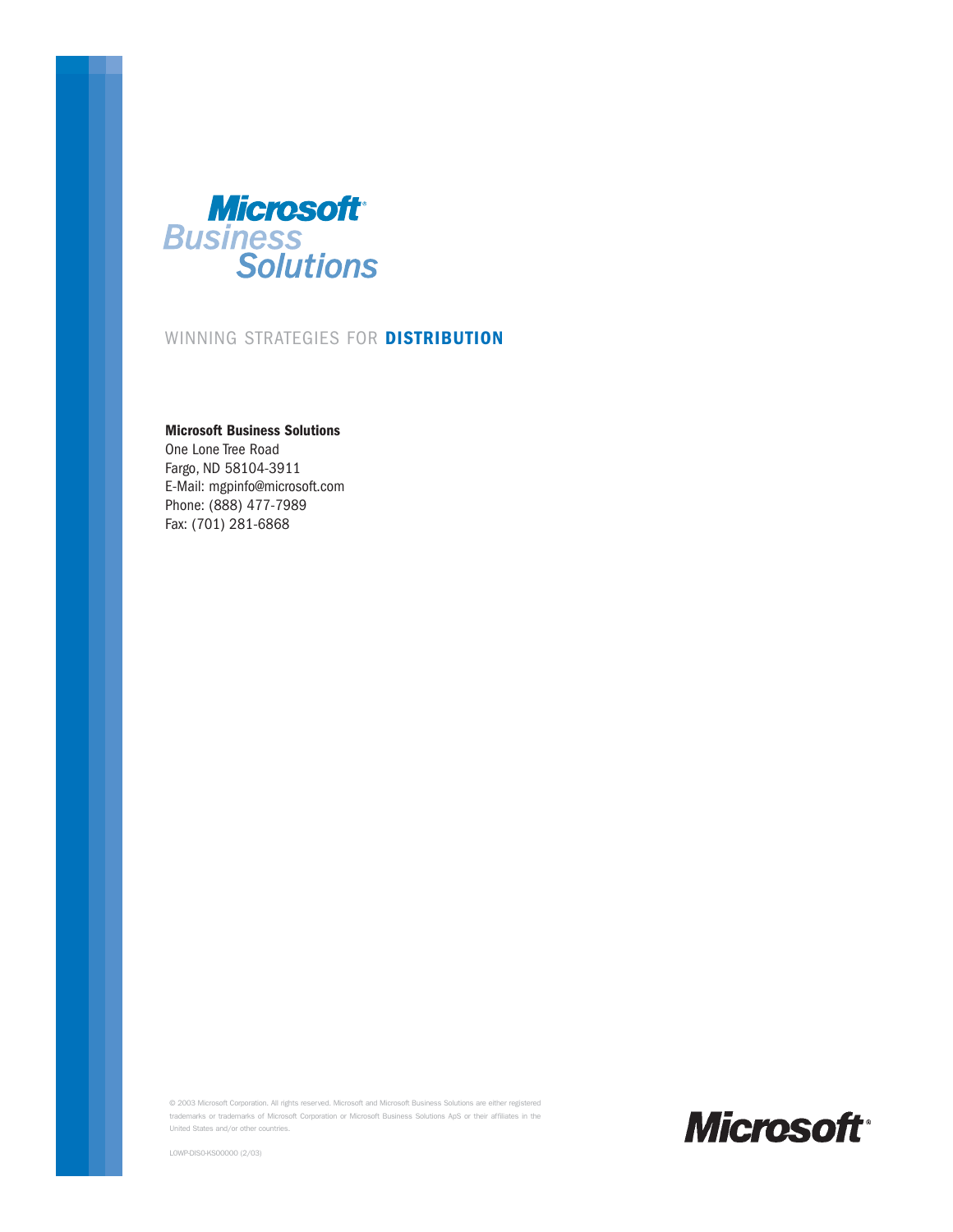Microsoft Business Solutions

WINNING STRATEGIES FOR **DISTRIBUTION**

**Microsoft Business Solutions**
One Lone Tree Road
Fargo, ND 58104-3911
E-Mail: mgpinfo@microsoft.com
Phone: (888) 477-7989
Fax: (701) 281-6868

© 2003 Microsoft Corporation. All rights reserved. Microsoft and Microsoft Business Solutions are either registered trademarks or trademarks of Microsoft Corporation or Microsoft Business Solutions ApS or their affiliates in the United States and/or other countries.

LOWP-DIS0-KS00000 (2/03)

Microsoft